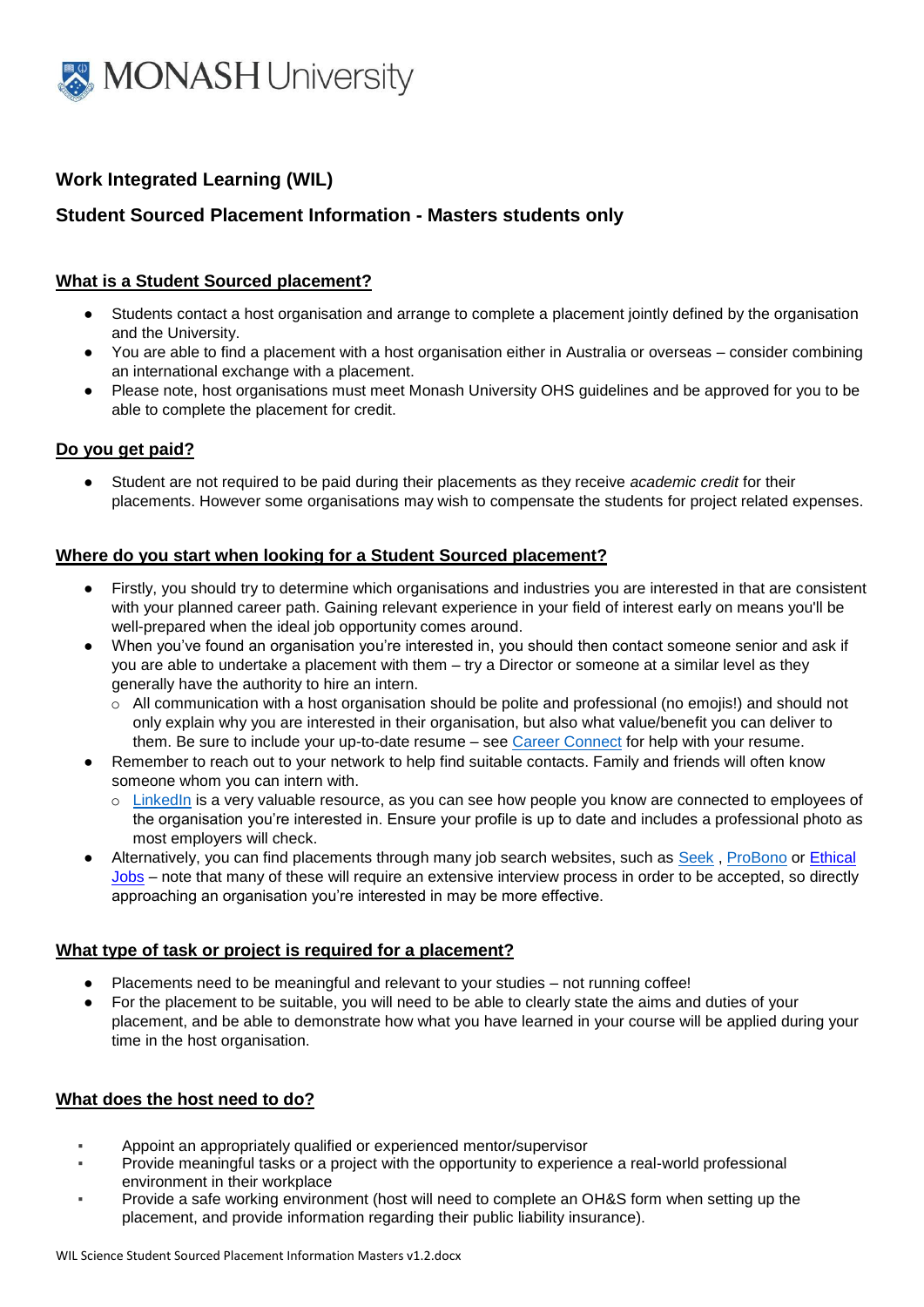**MONASH University**

## Work Integrated Learning (WIL)

## Student Sourced Placement Information - Masters students only

### What is a Student Sourced placement?

- Students contact a host organisation and arrange to complete a placement jointly defined by the organisation and the University.
- You are able to find a placement with a host organisation either in Australia or overseas – consider combining an international exchange with a placement.
- Please note, host organisations must meet Monash University OHS guidelines and be approved for you to be able to complete the placement for credit.

### Do you get paid?

- Student are not required to be paid during their placements as they receive *academic credit* for their placements. However some organisations may wish to compensate the students for project related expenses.

### Where do you start when looking for a Student Sourced placement?

- Firstly, you should try to determine which organisations and industries you are interested in that are consistent with your planned career path. Gaining relevant experience in your field of interest early on means you'll be well-prepared when the ideal job opportunity comes around.
- When you've found an organisation you're interested in, you should then contact someone senior and ask if you are able to undertake a placement with them – try a Director or someone at a similar level as they generally have the authority to hire an intern.
  - All communication with a host organisation should be polite and professional (no emojis!) and should not only explain why you are interested in their organisation, but also what value/benefit you can deliver to them. Be sure to include your up-to-date resume – see Career Connect for help with your resume.
- Remember to reach out to your network to help find suitable contacts. Family and friends will often know someone whom you can intern with.
  - LinkedIn is a very valuable resource, as you can see how people you know are connected to employees of the organisation you're interested in. Ensure your profile is up to date and includes a professional photo as most employers will check.
- Alternatively, you can find placements through many job search websites, such as Seek , ProBono or Ethical Jobs – note that many of these will require an extensive interview process in order to be accepted, so directly approaching an organisation you're interested in may be more effective.

### What type of task or project is required for a placement?

- Placements need to be meaningful and relevant to your studies – not running coffee!
- For the placement to be suitable, you will need to be able to clearly state the aims and duties of your placement, and be able to demonstrate how what you have learned in your course will be applied during your time in the host organisation.

### What does the host need to do?

- Appoint an appropriately qualified or experienced mentor/supervisor
- Provide meaningful tasks or a project with the opportunity to experience a real-world professional environment in their workplace
- Provide a safe working environment (host will need to complete an OH&S form when setting up the placement, and provide information regarding their public liability insurance).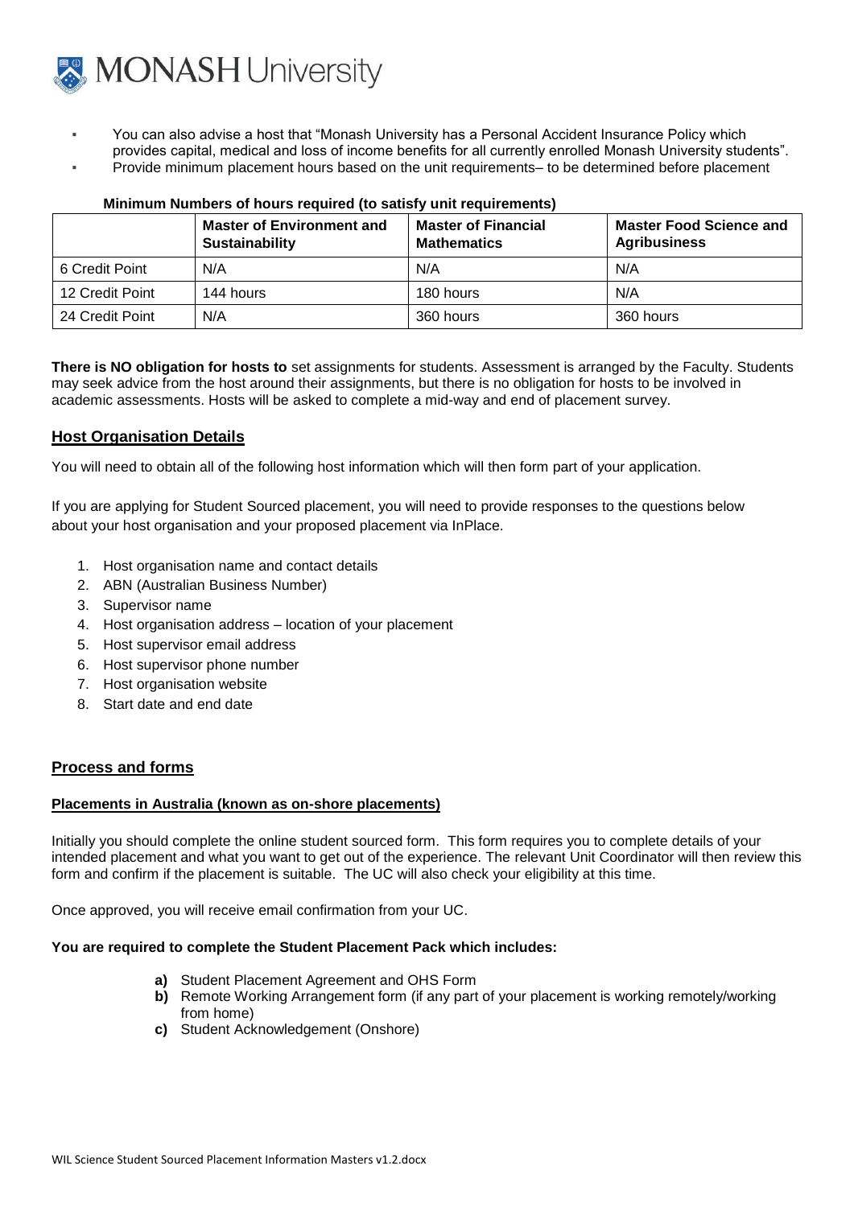- You can also advise a host that "Monash University has a Personal Accident Insurance Policy which provides capital, medical and loss of income benefits for all currently enrolled Monash University students".
- Provide minimum placement hours based on the unit requirements– to be determined before placement

**Minimum Numbers of hours required (to satisfy unit requirements)**

| | **Master of Environment and Sustainability** | **Master of Financial Mathematics** | **Master Food Science and Agribusiness** |
|---|---|---|---|
| 6 Credit Point | N/A | N/A | N/A |
| 12 Credit Point | 144 hours | 180 hours | N/A |
| 24 Credit Point | N/A | 360 hours | 360 hours |

**There is NO obligation for hosts to** set assignments for students. Assessment is arranged by the Faculty. Students may seek advice from the host around their assignments, but there is no obligation for hosts to be involved in academic assessments. Hosts will be asked to complete a mid-way and end of placement survey.

## Host Organisation Details

You will need to obtain all of the following host information which will then form part of your application.

If you are applying for Student Sourced placement, you will need to provide responses to the questions below about your host organisation and your proposed placement via InPlace.

1. Host organisation name and contact details
2. ABN (Australian Business Number)
3. Supervisor name
4. Host organisation address – location of your placement
5. Host supervisor email address
6. Host supervisor phone number
7. Host organisation website
8. Start date and end date

## Process and forms

### Placements in Australia (known as on-shore placements)

Initially you should complete the online student sourced form. This form requires you to complete details of your intended placement and what you want to get out of the experience. The relevant Unit Coordinator will then review this form and confirm if the placement is suitable. The UC will also check your eligibility at this time.

Once approved, you will receive email confirmation from your UC.

**You are required to complete the Student Placement Pack which includes:**

**a)** Student Placement Agreement and OHS Form
**b)** Remote Working Arrangement form (if any part of your placement is working remotely/working from home)
**c)** Student Acknowledgement (Onshore)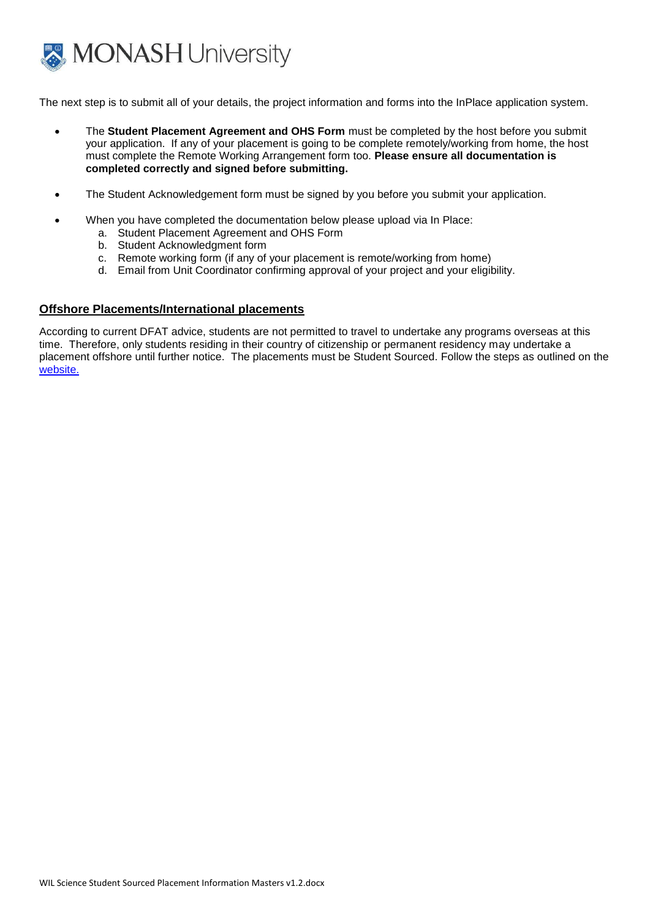The next step is to submit all of your details, the project information and forms into the InPlace application system.

- The **Student Placement Agreement and OHS Form** must be completed by the host before you submit your application. If any of your placement is going to be complete remotely/working from home, the host must complete the Remote Working Arrangement form too. **Please ensure all documentation is completed correctly and signed before submitting.**

- The Student Acknowledgement form must be signed by you before you submit your application.

- When you have completed the documentation below please upload via In Place:
  a. Student Placement Agreement and OHS Form
  b. Student Acknowledgment form
  c. Remote working form (if any of your placement is remote/working from home)
  d. Email from Unit Coordinator confirming approval of your project and your eligibility.

## Offshore Placements/International placements

According to current DFAT advice, students are not permitted to travel to undertake any programs overseas at this time. Therefore, only students residing in their country of citizenship or permanent residency may undertake a placement offshore until further notice. The placements must be Student Sourced. Follow the steps as outlined on the website.